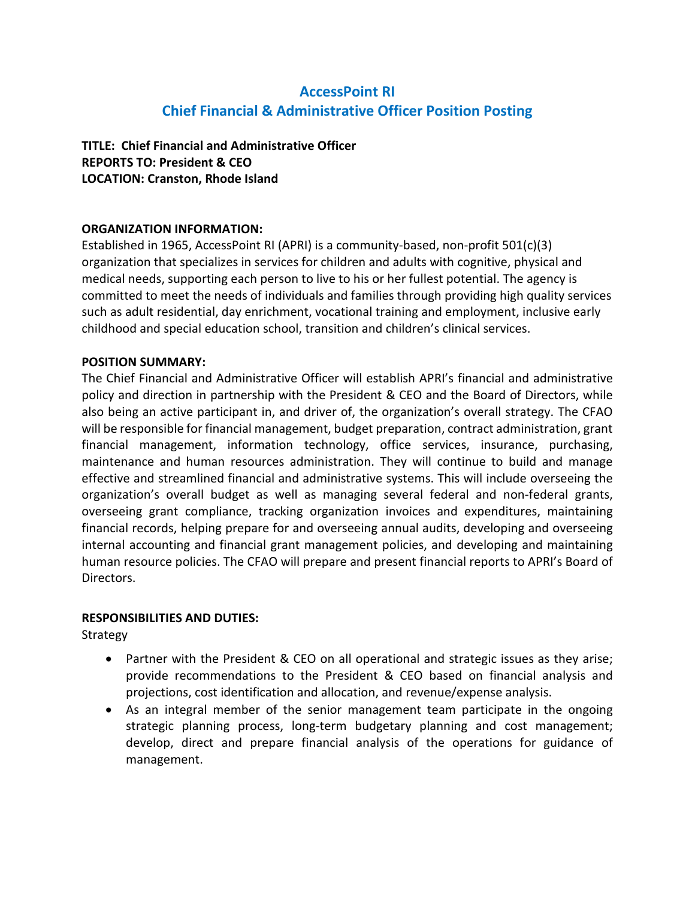# AccessPoint RI
## Chief Financial & Administrative Officer Position Posting

**TITLE: Chief Financial and Administrative Officer**
**REPORTS TO: President & CEO**
**LOCATION: Cranston, Rhode Island**

**ORGANIZATION INFORMATION:**

Established in 1965, AccessPoint RI (APRI) is a community-based, non-profit 501(c)(3) organization that specializes in services for children and adults with cognitive, physical and medical needs, supporting each person to live to his or her fullest potential. The agency is committed to meet the needs of individuals and families through providing high quality services such as adult residential, day enrichment, vocational training and employment, inclusive early childhood and special education school, transition and children's clinical services.

**POSITION SUMMARY:**

The Chief Financial and Administrative Officer will establish APRI's financial and administrative policy and direction in partnership with the President & CEO and the Board of Directors, while also being an active participant in, and driver of, the organization's overall strategy. The CFAO will be responsible for financial management, budget preparation, contract administration, grant financial management, information technology, office services, insurance, purchasing, maintenance and human resources administration. They will continue to build and manage effective and streamlined financial and administrative systems. This will include overseeing the organization's overall budget as well as managing several federal and non-federal grants, overseeing grant compliance, tracking organization invoices and expenditures, maintaining financial records, helping prepare for and overseeing annual audits, developing and overseeing internal accounting and financial grant management policies, and developing and maintaining human resource policies. The CFAO will prepare and present financial reports to APRI's Board of Directors.

**RESPONSIBILITIES AND DUTIES:**

Strategy

- Partner with the President & CEO on all operational and strategic issues as they arise; provide recommendations to the President & CEO based on financial analysis and projections, cost identification and allocation, and revenue/expense analysis.
- As an integral member of the senior management team participate in the ongoing strategic planning process, long-term budgetary planning and cost management; develop, direct and prepare financial analysis of the operations for guidance of management.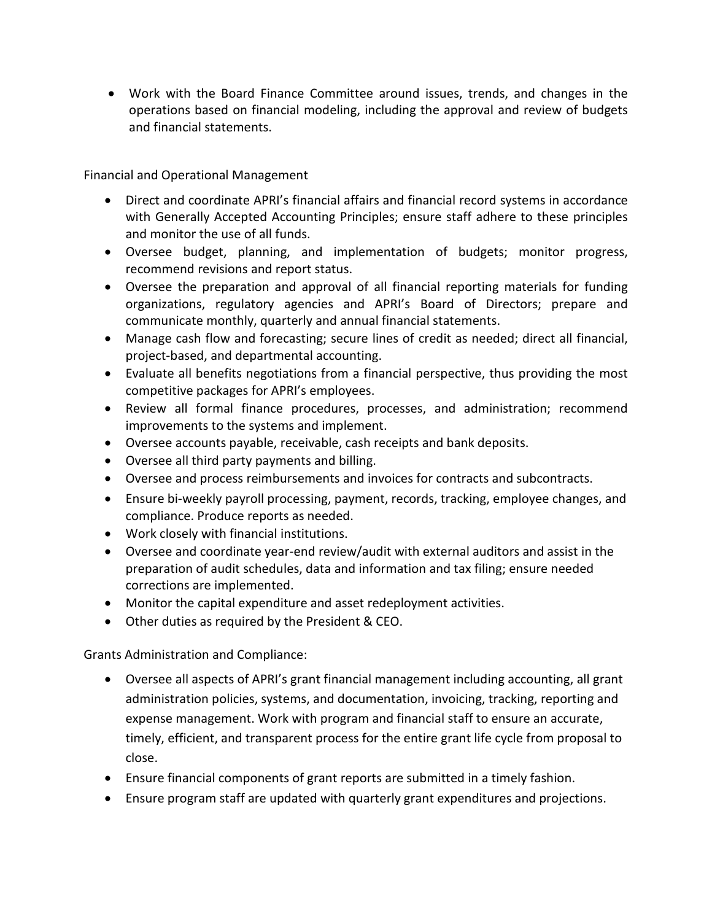- Work with the Board Finance Committee around issues, trends, and changes in the operations based on financial modeling, including the approval and review of budgets and financial statements.

Financial and Operational Management

- Direct and coordinate APRI's financial affairs and financial record systems in accordance with Generally Accepted Accounting Principles; ensure staff adhere to these principles and monitor the use of all funds.
- Oversee budget, planning, and implementation of budgets; monitor progress, recommend revisions and report status.
- Oversee the preparation and approval of all financial reporting materials for funding organizations, regulatory agencies and APRI's Board of Directors; prepare and communicate monthly, quarterly and annual financial statements.
- Manage cash flow and forecasting; secure lines of credit as needed; direct all financial, project-based, and departmental accounting.
- Evaluate all benefits negotiations from a financial perspective, thus providing the most competitive packages for APRI's employees.
- Review all formal finance procedures, processes, and administration; recommend improvements to the systems and implement.
- Oversee accounts payable, receivable, cash receipts and bank deposits.
- Oversee all third party payments and billing.
- Oversee and process reimbursements and invoices for contracts and subcontracts.
- Ensure bi-weekly payroll processing, payment, records, tracking, employee changes, and compliance. Produce reports as needed.
- Work closely with financial institutions.
- Oversee and coordinate year-end review/audit with external auditors and assist in the preparation of audit schedules, data and information and tax filing; ensure needed corrections are implemented.
- Monitor the capital expenditure and asset redeployment activities.
- Other duties as required by the President & CEO.

Grants Administration and Compliance:

- Oversee all aspects of APRI's grant financial management including accounting, all grant administration policies, systems, and documentation, invoicing, tracking, reporting and expense management. Work with program and financial staff to ensure an accurate, timely, efficient, and transparent process for the entire grant life cycle from proposal to close.
- Ensure financial components of grant reports are submitted in a timely fashion.
- Ensure program staff are updated with quarterly grant expenditures and projections.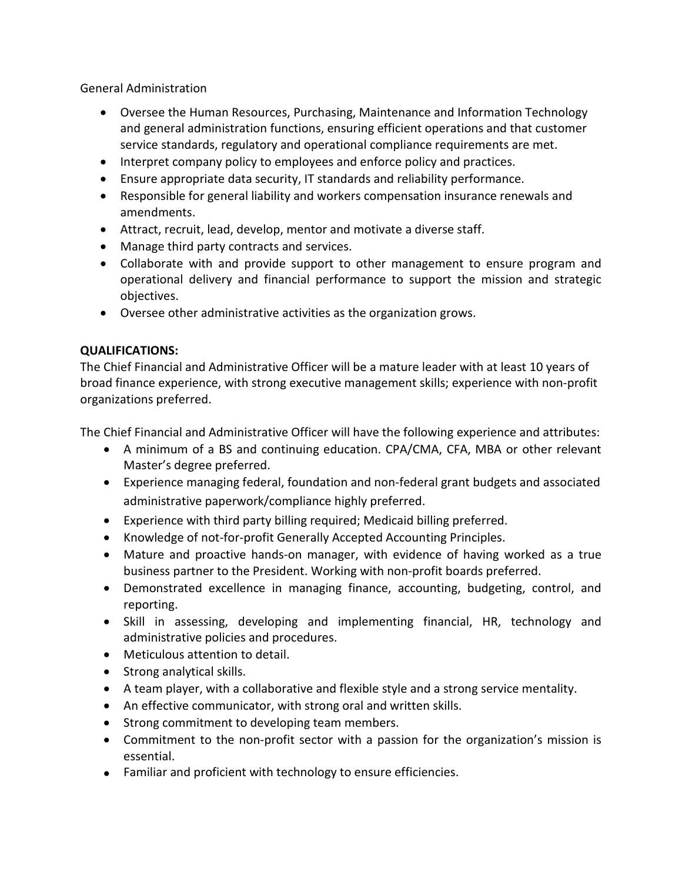General Administration

- Oversee the Human Resources, Purchasing, Maintenance and Information Technology and general administration functions, ensuring efficient operations and that customer service standards, regulatory and operational compliance requirements are met.
- Interpret company policy to employees and enforce policy and practices.
- Ensure appropriate data security, IT standards and reliability performance.
- Responsible for general liability and workers compensation insurance renewals and amendments.
- Attract, recruit, lead, develop, mentor and motivate a diverse staff.
- Manage third party contracts and services.
- Collaborate with and provide support to other management to ensure program and operational delivery and financial performance to support the mission and strategic objectives.
- Oversee other administrative activities as the organization grows.

**QUALIFICATIONS:**

The Chief Financial and Administrative Officer will be a mature leader with at least 10 years of broad finance experience, with strong executive management skills; experience with non-profit organizations preferred.

The Chief Financial and Administrative Officer will have the following experience and attributes:

- A minimum of a BS and continuing education. CPA/CMA, CFA, MBA or other relevant Master's degree preferred.
- Experience managing federal, foundation and non-federal grant budgets and associated administrative paperwork/compliance highly preferred.
- Experience with third party billing required; Medicaid billing preferred.
- Knowledge of not-for-profit Generally Accepted Accounting Principles.
- Mature and proactive hands-on manager, with evidence of having worked as a true business partner to the President. Working with non-profit boards preferred.
- Demonstrated excellence in managing finance, accounting, budgeting, control, and reporting.
- Skill in assessing, developing and implementing financial, HR, technology and administrative policies and procedures.
- Meticulous attention to detail.
- Strong analytical skills.
- A team player, with a collaborative and flexible style and a strong service mentality.
- An effective communicator, with strong oral and written skills.
- Strong commitment to developing team members.
- Commitment to the non-profit sector with a passion for the organization's mission is essential.
- Familiar and proficient with technology to ensure efficiencies.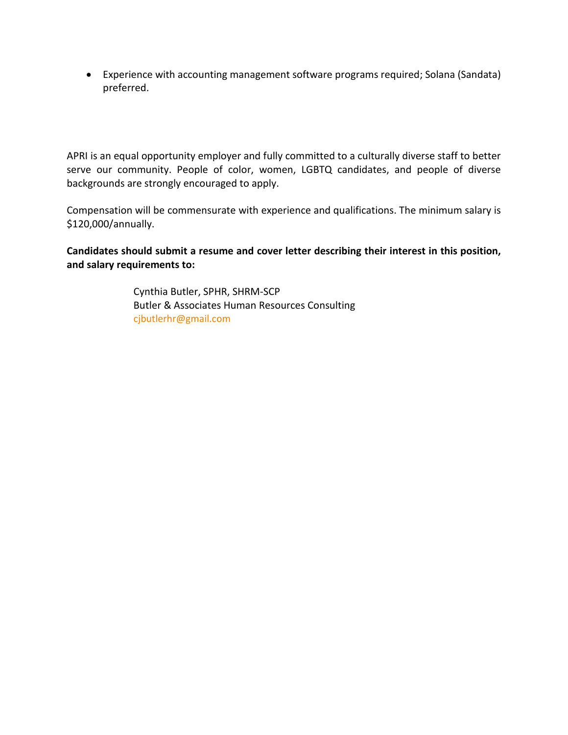- Experience with accounting management software programs required; Solana (Sandata) preferred.

APRI is an equal opportunity employer and fully committed to a culturally diverse staff to better serve our community. People of color, women, LGBTQ candidates, and people of diverse backgrounds are strongly encouraged to apply.

Compensation will be commensurate with experience and qualifications. The minimum salary is $120,000/annually.

**Candidates should submit a resume and cover letter describing their interest in this position, and salary requirements to:**

Cynthia Butler, SPHR, SHRM-SCP
Butler & Associates Human Resources Consulting
cjbutlerhr@gmail.com